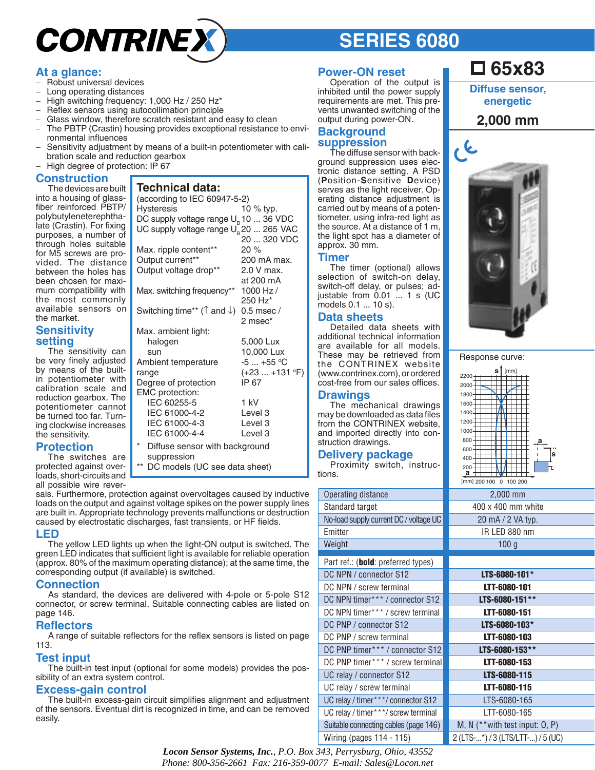# CONTRINEX

# SERIES 6080

## At a glance:

- Robust universal devices
- Long operating distances
- High switching frequency: 1,000 Hz / 250 Hz*
- Reflex sensors using autocollimation principle
- Glass window, therefore scratch resistant and easy to clean
- The PBTP (Crastin) housing provides exceptional resistance to environmental influences
- Sensitivity adjustment by means of a built-in potentiometer with calibration scale and reduction gearbox
- High degree of protection: IP 67

## Construction

The devices are built into a housing of glass-fiber reinforced PBTP/polybutyleneterephthalate (Crastin). For fixing purposes, a number of through holes suitable for M5 screws are provided. The distance between the holes has been chosen for maximum compatibility with the most commonly available sensors on the market.

## Sensitivity setting

The sensitivity can be very finely adjusted by means of the built-in potentiometer with calibration scale and reduction gearbox. The potentiometer cannot be turned too far. Turning clockwise increases the sensitivity.

## Protection

The switches are protected against overloads, short-circuits and all possible wire reversals. Furthermore, protection against overvoltages caused by inductive loads on the output and against voltage spikes on the power supply lines are built in. Appropriate technology prevents malfunctions or destruction caused by electrostatic discharges, fast transients, or HF fields.

## Technical data:

(according to IEC 60947-5-2)

| | |
|---|---|
| Hysteresis | 10 % typ. |
| DC supply voltage range $U_B$ | 10 ... 36 VDC |
| UC supply voltage range $U_B$ | 20 ... 265 VAC<br>20 ... 320 VDC |
| Max. ripple content** | 20 % |
| Output current** | 200 mA max. |
| Output voltage drop** | 2.0 V max. at 200 mA |
| Max. switching frequency** | 1000 Hz / 250 Hz* |
| Switching time** (↑ and ↓) | 0.5 msec / 2 msec* |
| Max. ambient light: | |
| halogen | 5,000 Lux |
| sun | 10,000 Lux |
| Ambient temperature range | -5 ... +55 °C (+23 ... +131 °F) |
| Degree of protection | IP 67 |
| EMC protection: | |
| IEC 60255-5 | 1 kV |
| IEC 61000-4-2 | Level 3 |
| IEC 61000-4-3 | Level 3 |
| IEC 61000-4-4 | Level 3 |

\* Diffuse sensor with background suppression

\** DC models (UC see data sheet)

## LED

The yellow LED lights up when the light-ON output is switched. The green LED indicates that sufficient light is available for reliable operation (approx. 80% of the maximum operating distance); at the same time, the corresponding output (if available) is switched.

## Connection

As standard, the devices are delivered with 4-pole or 5-pole S12 connector, or screw terminal. Suitable connecting cables are listed on page 146.

## Reflectors

A range of suitable reflectors for the reflex sensors is listed on page 113.

## Test input

The built-in test input (optional for some models) provides the possibility of an extra system control.

## Excess-gain control

The built-in excess-gain circuit simplifies alignment and adjustment of the sensors. Eventual dirt is recognized in time, and can be removed easily.

## Power-ON reset

Operation of the output is inhibited until the power supply requirements are met. This prevents unwanted switching of the output during power-ON.

## Background suppression

The diffuse sensor with background suppression uses electronic distance setting. A PSD (**P**osition-**S**ensitive **D**evice) serves as the light receiver. Operating distance adjustment is carried out by means of a potentiometer, using infra-red light as the source. At a distance of 1 m, the light spot has a diameter of approx. 30 mm.

## Timer

The timer (optional) allows selection of switch-on delay, switch-off delay, or pulses; adjustable from 0.01 ... 1 s (UC models 0.1 ... 10 s).

## Data sheets

Detailed data sheets with additional technical information are available for all models. These may be retrieved from the CONTRINEX website (www.contrinex.com), or ordered cost-free from our sales offices.

## Drawings

The mechanical drawings may be downloaded as data files from the CONTRINEX website, and imported directly into construction drawings.

## Delivery package

Proximity switch, instructions.

## □ 65x83

**Diffuse sensor, energetic**

**2,000 mm**

Response curve:

| | |
|---|---|
| Operating distance | 2,000 mm |
| Standard target | 400 x 400 mm white |
| No-load supply current DC / voltage UC | 20 mA / 2 VA typ. |
| Emitter | IR LED 880 nm |
| Weight | 100 g |
| Part ref.: (**bold**: preferred types) | |
| DC NPN / connector S12 | **LTS-6080-101*** |
| DC NPN / screw terminal | **LTT-6080-101** |
| DC NPN timer*** / connector S12 | **LTS-6080-151**** |
| DC NPN timer*** / screw terminal | **LTT-6080-151** |
| DC PNP / connector S12 | **LTS-6080-103*** |
| DC PNP / screw terminal | **LTT-6080-103** |
| DC PNP timer*** / connector S12 | **LTS-6080-153**** |
| DC PNP timer*** / screw terminal | **LTT-6080-153** |
| UC relay / connector S12 | **LTS-6080-115** |
| UC relay / screw terminal | **LTT-6080-115** |
| UC relay / timer***/ connector S12 | LTS-6080-165 |
| UC relay / timer***/ screw terminal | LTT-6080-165 |
| Suitable connecting cables (page 146) | M, N (**with test input: O, P) |
| Wiring (pages 114 - 115) | 2 (LTS-...*) / 3 (LTS/LTT-...) / 5 (UC) |

*Locon Sensor Systems, Inc., P.O. Box 343, Perrysburg, Ohio, 43552*
*Phone: 800-356-2661 Fax: 216-359-0077 E-mail: Sales@Locon.net*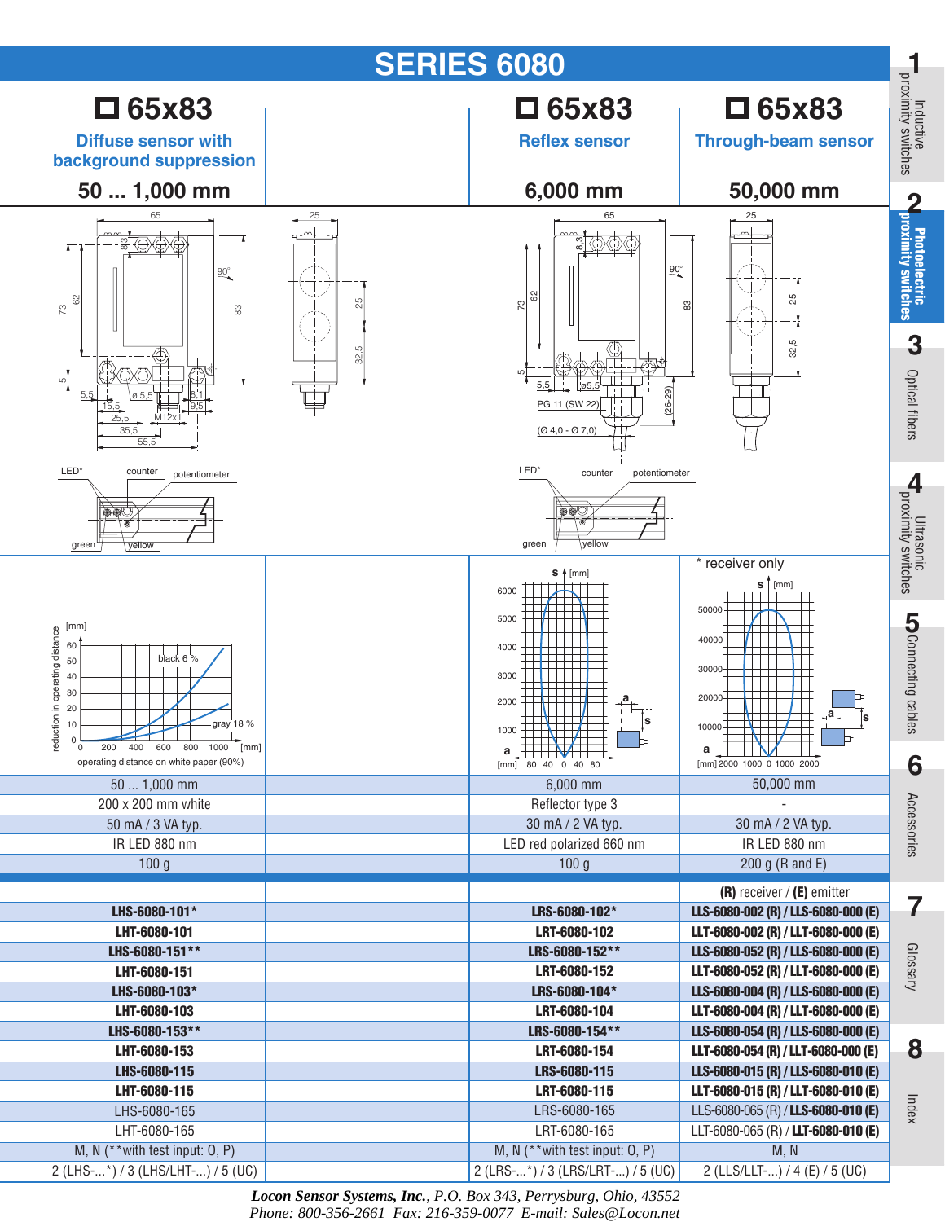# SERIES 6080

| ☐ 65x83 | | ☐ 65x83 | ☐ 65x83 |
|---|---|---|---|
| Diffuse sensor with background suppression | | Reflex sensor | Through-beam sensor |
| 50 ... 1,000 mm | | 6,000 mm | 50,000 mm |

65
25
8,3
90°
73
62
83
25
32,5
5
5,5
ø 5,5
15,5
25,5
M12x1
35,5
55,5
8,1
9,5
PG 11 (SW 22)
(Ø 4,0 - Ø 7,0)
(26-29)

LED*
counter
potentiometer
green
yellow

\* receiver only

reduction in operating distance [mm]
60
50
40
30
20
10
0
black 6 %
gray 18 %
0 200 400 600 800 1000 [mm]
operating distance on white paper (90%)

s [mm]
6000
5000
4000
3000
2000
1000
a
[mm] 80 40 0 40 80

s [mm]
50000
40000
30000
20000
10000
a
[mm] 2000 1000 0 1000 2000

| | | | |
|---|---|---|---|
| 50 ... 1,000 mm | | 6,000 mm | 50,000 mm |
| 200 x 200 mm white | | Reflector type 3 | - |
| 50 mA / 3 VA typ. | | 30 mA / 2 VA typ. | 30 mA / 2 VA typ. |
| IR LED 880 nm | | LED red polarized 660 nm | IR LED 880 nm |
| 100 g | | 100 g | 200 g (R and E) |
| | | | **(R)** receiver / **(E)** emitter |
| **LHS-6080-101\*** | | **LRS-6080-102\*** | **LLS-6080-002 (R) / LLS-6080-000 (E)** |
| **LHT-6080-101** | | **LRT-6080-102** | **LLT-6080-002 (R) / LLT-6080-000 (E)** |
| **LHS-6080-151\*\*** | | **LRS-6080-152\*\*** | **LLS-6080-052 (R) / LLS-6080-000 (E)** |
| **LHT-6080-151** | | **LRT-6080-152** | **LLT-6080-052 (R) / LLT-6080-000 (E)** |
| **LHS-6080-103\*** | | **LRS-6080-104\*** | **LLS-6080-004 (R) / LLS-6080-000 (E)** |
| **LHT-6080-103** | | **LRT-6080-104** | **LLT-6080-004 (R) / LLT-6080-000 (E)** |
| **LHS-6080-153\*\*** | | **LRS-6080-154\*\*** | **LLS-6080-054 (R) / LLS-6080-000 (E)** |
| **LHT-6080-153** | | **LRT-6080-154** | **LLT-6080-054 (R) / LLT-6080-000 (E)** |
| **LHS-6080-115** | | **LRS-6080-115** | **LLS-6080-015 (R) / LLS-6080-010 (E)** |
| **LHT-6080-115** | | **LRT-6080-115** | **LLT-6080-015 (R) / LLT-6080-010 (E)** |
| LHS-6080-165 | | LRS-6080-165 | LLS-6080-065 (R) / **LLS-6080-010 (E)** |
| LHT-6080-165 | | LRT-6080-165 | LLT-6080-065 (R) / **LLT-6080-010 (E)** |
| M, N (\*\*with test input: O, P) | | M, N (\*\*with test input: O, P) | M, N |
| 2 (LHS-...\*) / 3 (LHS/LHT-...) / 5 (UC) | | 2 (LRS-...\*) / 3 (LRS/LRT-...) / 5 (UC) | 2 (LLS/LLT-...) / 4 (E) / 5 (UC) |

1 Inductive proximity switches
2 Photoelectric proximity switches
3 Optical fibers
4 Ultrasonic proximity switches
5 Connecting cables
6 Accessories
7 Glossary
8 Index

***Locon Sensor Systems, Inc.**, P.O. Box 343, Perrysburg, Ohio, 43552*
*Phone: 800-356-2661 Fax: 216-359-0077 E-mail: Sales@Locon.net*